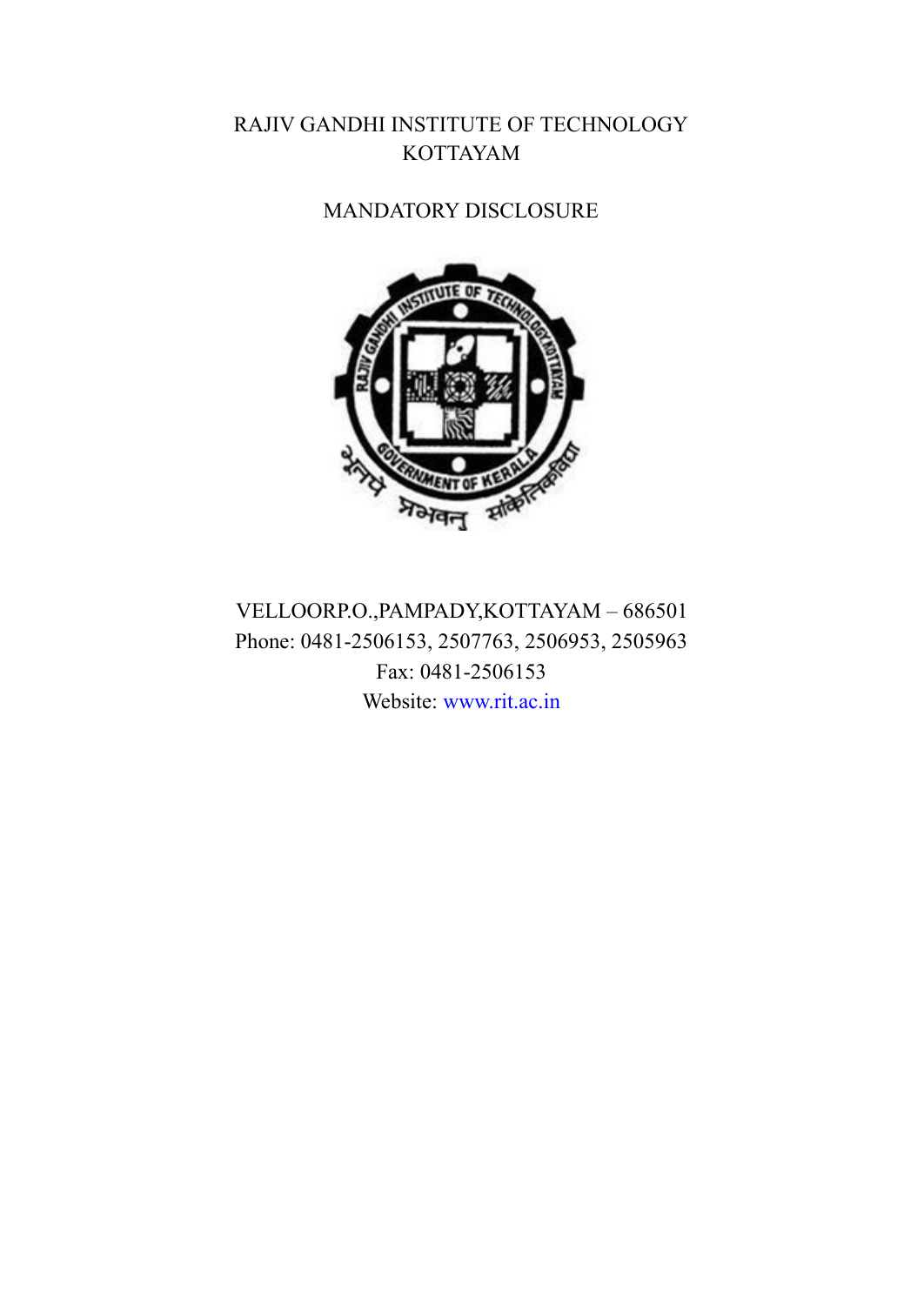# RAJIV GANDHI INSTITUTE OF TECHNOLOGY
# KOTTAYAM

## MANDATORY DISCLOSURE

VELLOORP.O.,PAMPADY,KOTTAYAM – 686501
Phone: 0481-2506153, 2507763, 2506953, 2505963
Fax: 0481-2506153
Website: www.rit.ac.in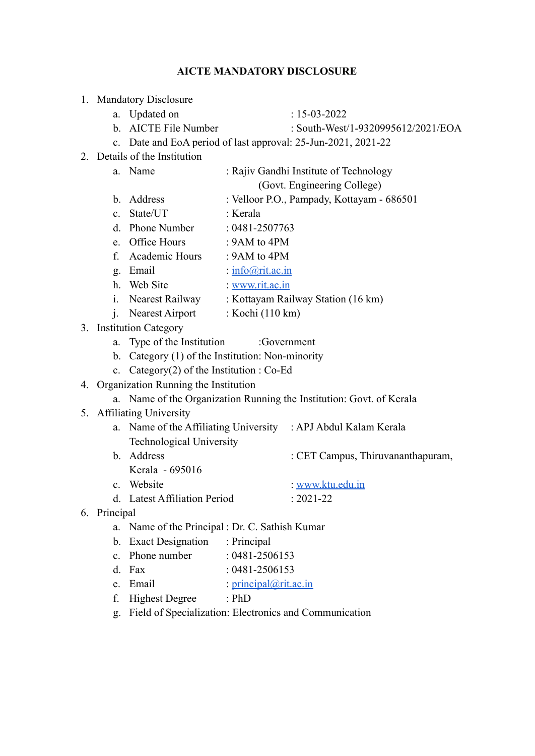# AICTE MANDATORY DISCLOSURE

1. Mandatory Disclosure
    a. Updated on : 15-03-2022
    b. AICTE File Number : South-West/1-9320995612/2021/EOA
    c. Date and EoA period of last approval: 25-Jun-2021, 2021-22
2. Details of the Institution
    a. Name : Rajiv Gandhi Institute of Technology (Govt. Engineering College)
    b. Address : Velloor P.O., Pampady, Kottayam - 686501
    c. State/UT : Kerala
    d. Phone Number : 0481-2507763
    e. Office Hours : 9AM to 4PM
    f. Academic Hours : 9AM to 4PM
    g. Email : info@rit.ac.in
    h. Web Site : www.rit.ac.in
    i. Nearest Railway : Kottayam Railway Station (16 km)
    j. Nearest Airport : Kochi (110 km)
3. Institution Category
    a. Type of the Institution :Government
    b. Category (1) of the Institution: Non-minority
    c. Category(2) of the Institution : Co-Ed
4. Organization Running the Institution
    a. Name of the Organization Running the Institution: Govt. of Kerala
5. Affiliating University
    a. Name of the Affiliating University : APJ Abdul Kalam Kerala Technological University
    b. Address : CET Campus, Thiruvananthapuram, Kerala - 695016
    c. Website : www.ktu.edu.in
    d. Latest Affiliation Period : 2021-22
6. Principal
    a. Name of the Principal : Dr. C. Sathish Kumar
    b. Exact Designation : Principal
    c. Phone number : 0481-2506153
    d. Fax : 0481-2506153
    e. Email : principal@rit.ac.in
    f. Highest Degree : PhD
    g. Field of Specialization: Electronics and Communication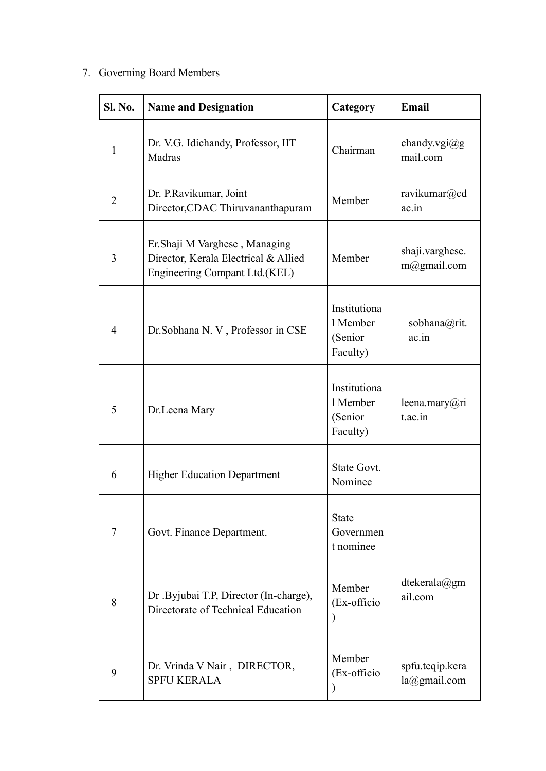7. Governing Board Members

| Sl. No. | Name and Designation | Category | Email |
|---|---|---|---|
| 1 | Dr. V.G. Idichandy, Professor, IIT Madras | Chairman | chandy.vgi@gmail.com |
| 2 | Dr. P.Ravikumar, Joint Director,CDAC Thiruvananthapuram | Member | ravikumar@cdac.in |
| 3 | Er.Shaji M Varghese , Managing Director, Kerala Electrical & Allied Engineering Compant Ltd.(KEL) | Member | shaji.varghese.m@gmail.com |
| 4 | Dr.Sobhana N. V , Professor in CSE | Institutional Member (Senior Faculty) | sobhana@rit.ac.in |
| 5 | Dr.Leena Mary | Institutional Member (Senior Faculty) | leena.mary@rit.ac.in |
| 6 | Higher Education Department | State Govt. Nominee | |
| 7 | Govt. Finance Department. | State Government nominee | |
| 8 | Dr .Byjubai T.P, Director (In-charge), Directorate of Technical Education | Member (Ex-officio) | dtekerala@gmail.com |
| 9 | Dr. Vrinda V Nair , DIRECTOR, SPFU KERALA | Member (Ex-officio) | spfu.teqip.kerala@gmail.com |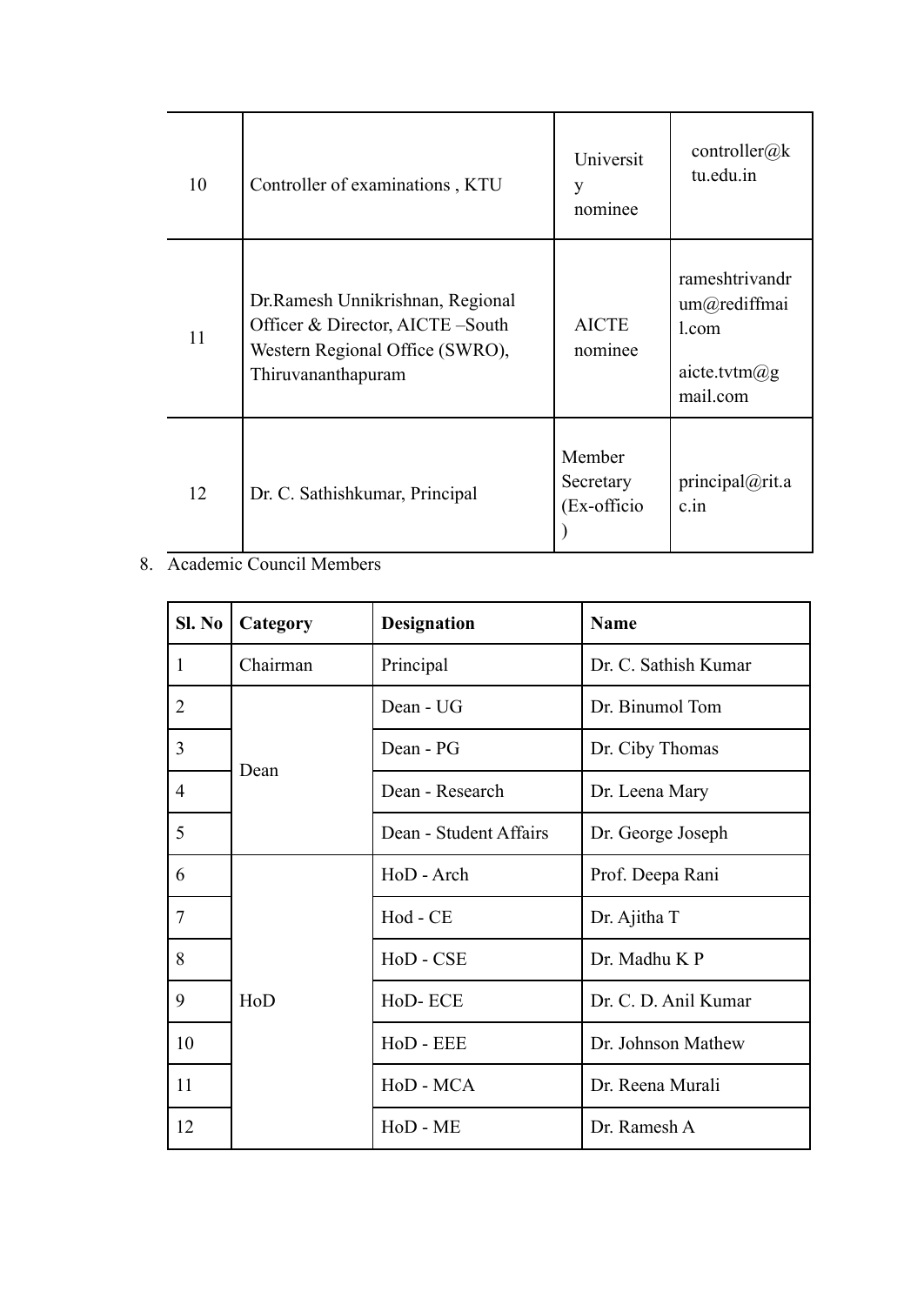| | | | |
|---|---|---|---|
| 10 | Controller of examinations , KTU | University nominee | controller@ktu.edu.in |
| 11 | Dr.Ramesh Unnikrishnan, Regional Officer & Director, AICTE –South Western Regional Office (SWRO), Thiruvananthapuram | AICTE nominee | rameshtrivandrum@rediffmail.com<br><br>aicte.tvtm@gmail.com |
| 12 | Dr. C. Sathishkumar, Principal | Member Secretary (Ex-officio ) | principal@rit.ac.in |

8. Academic Council Members

| Sl. No | Category | Designation | Name |
|---|---|---|---|
| 1 | Chairman | Principal | Dr. C. Sathish Kumar |
| 2 | Dean | Dean - UG | Dr. Binumol Tom |
| 3 | | Dean - PG | Dr. Ciby Thomas |
| 4 | | Dean - Research | Dr. Leena Mary |
| 5 | | Dean - Student Affairs | Dr. George Joseph |
| 6 | HoD | HoD - Arch | Prof. Deepa Rani |
| 7 | | Hod - CE | Dr. Ajitha T |
| 8 | | HoD - CSE | Dr. Madhu K P |
| 9 | | HoD- ECE | Dr. C. D. Anil Kumar |
| 10 | | HoD - EEE | Dr. Johnson Mathew |
| 11 | | HoD - MCA | Dr. Reena Murali |
| 12 | | HoD - ME | Dr. Ramesh A |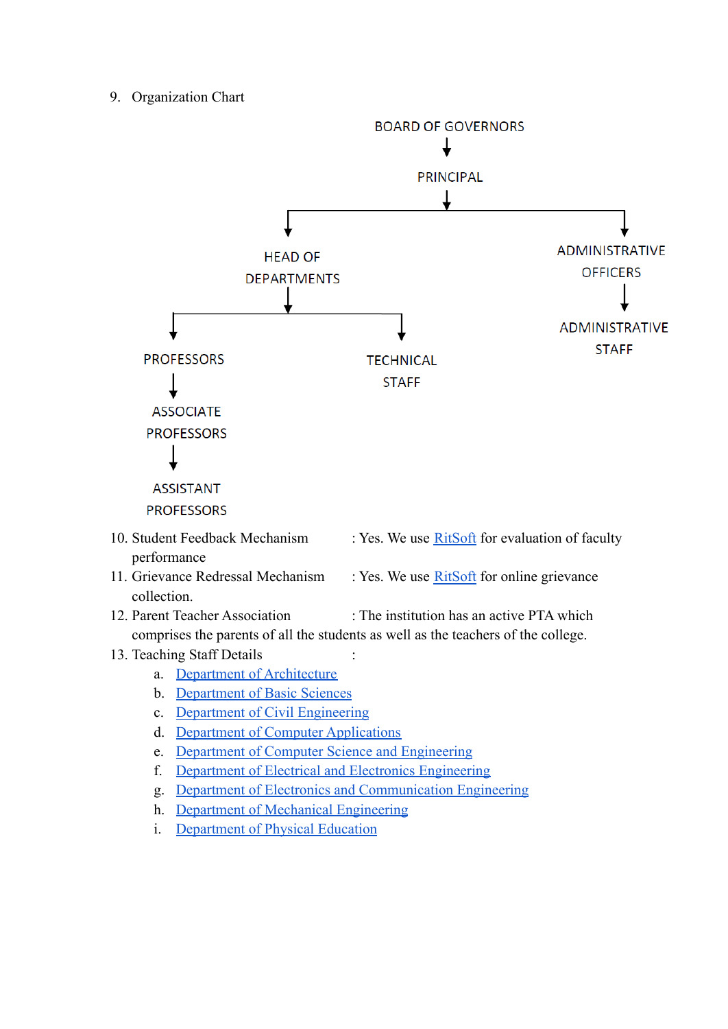9. Organization Chart

BOARD OF GOVERNORS

PRINCIPAL

HEAD OF DEPARTMENTS

ADMINISTRATIVE OFFICERS

PROFESSORS

TECHNICAL STAFF

ADMINISTRATIVE STAFF

ASSOCIATE PROFESSORS

ASSISTANT PROFESSORS

10. Student Feedback Mechanism : Yes. We use RitSoft for evaluation of faculty performance
11. Grievance Redressal Mechanism : Yes. We use RitSoft for online grievance collection.
12. Parent Teacher Association : The institution has an active PTA which comprises the parents of all the students as well as the teachers of the college.
13. Teaching Staff Details :
    a. Department of Architecture
    b. Department of Basic Sciences
    c. Department of Civil Engineering
    d. Department of Computer Applications
    e. Department of Computer Science and Engineering
    f. Department of Electrical and Electronics Engineering
    g. Department of Electronics and Communication Engineering
    h. Department of Mechanical Engineering
    i. Department of Physical Education